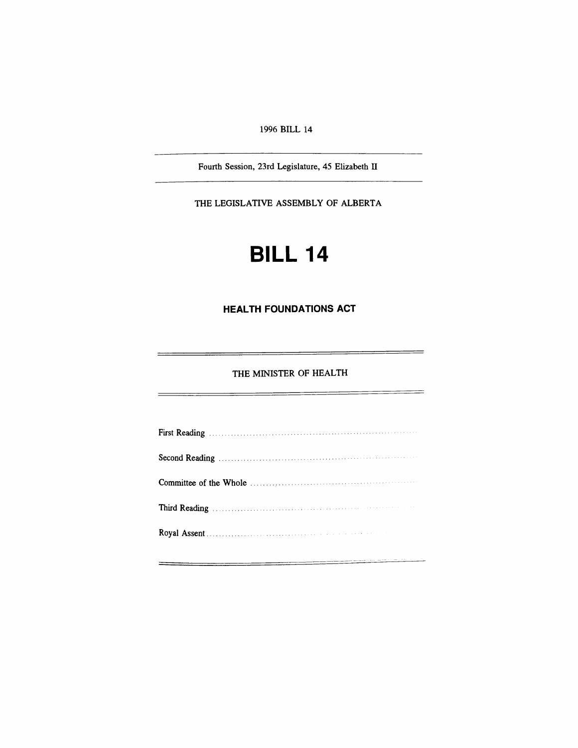1996 BILL 14

---

Fourth Session, 23rd Legislature, 45 Elizabeth II

---

THE LEGISLATIVE ASSEMBLY OF ALBERTA

# BILL 14

## HEALTH FOUNDATIONS ACT

---

THE MINISTER OF HEALTH

---

First Reading ..........................................................................

Second Reading ......................................................................

Committee of the Whole ..........................................................

Third Reading .........................................................................

Royal Assent ..........................................................................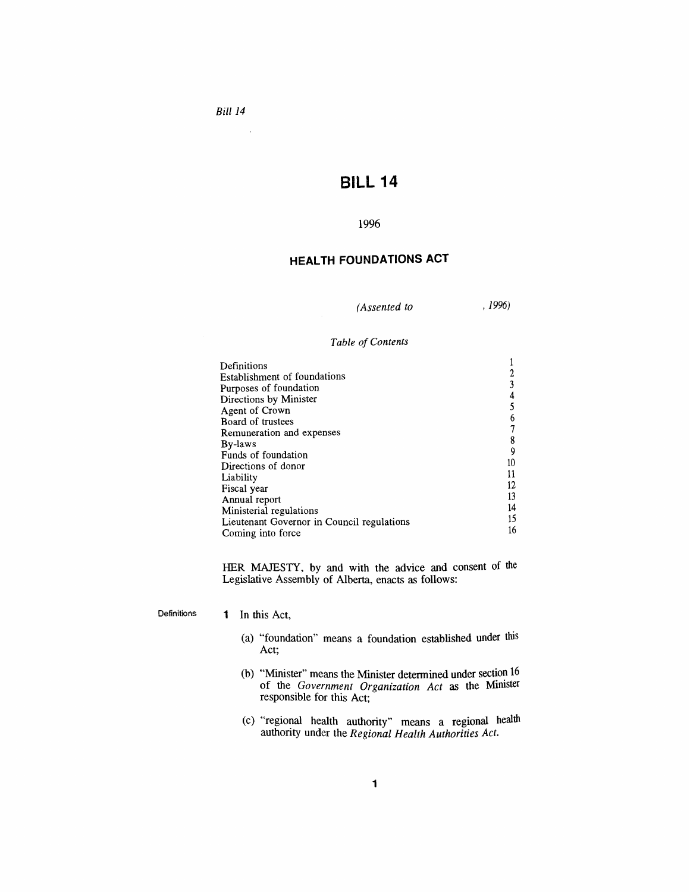*Bill 14*

# BILL 14

1996

## HEALTH FOUNDATIONS ACT

*(Assented to , 1996)*

*Table of Contents*

| | |
|---|---|
| Definitions | 1 |
| Establishment of foundations | 2 |
| Purposes of foundation | 3 |
| Directions by Minister | 4 |
| Agent of Crown | 5 |
| Board of trustees | 6 |
| Remuneration and expenses | 7 |
| By-laws | 8 |
| Funds of foundation | 9 |
| Directions of donor | 10 |
| Liability | 11 |
| Fiscal year | 12 |
| Annual report | 13 |
| Ministerial regulations | 14 |
| Lieutenant Governor in Council regulations | 15 |
| Coming into force | 16 |

HER MAJESTY, by and with the advice and consent of the Legislative Assembly of Alberta, enacts as follows:

Definitions

**1** In this Act,

(a) "foundation" means a foundation established under this Act;

(b) "Minister" means the Minister determined under section 16 of the *Government Organization Act* as the Minister responsible for this Act;

(c) "regional health authority" means a regional health authority under the *Regional Health Authorities Act*.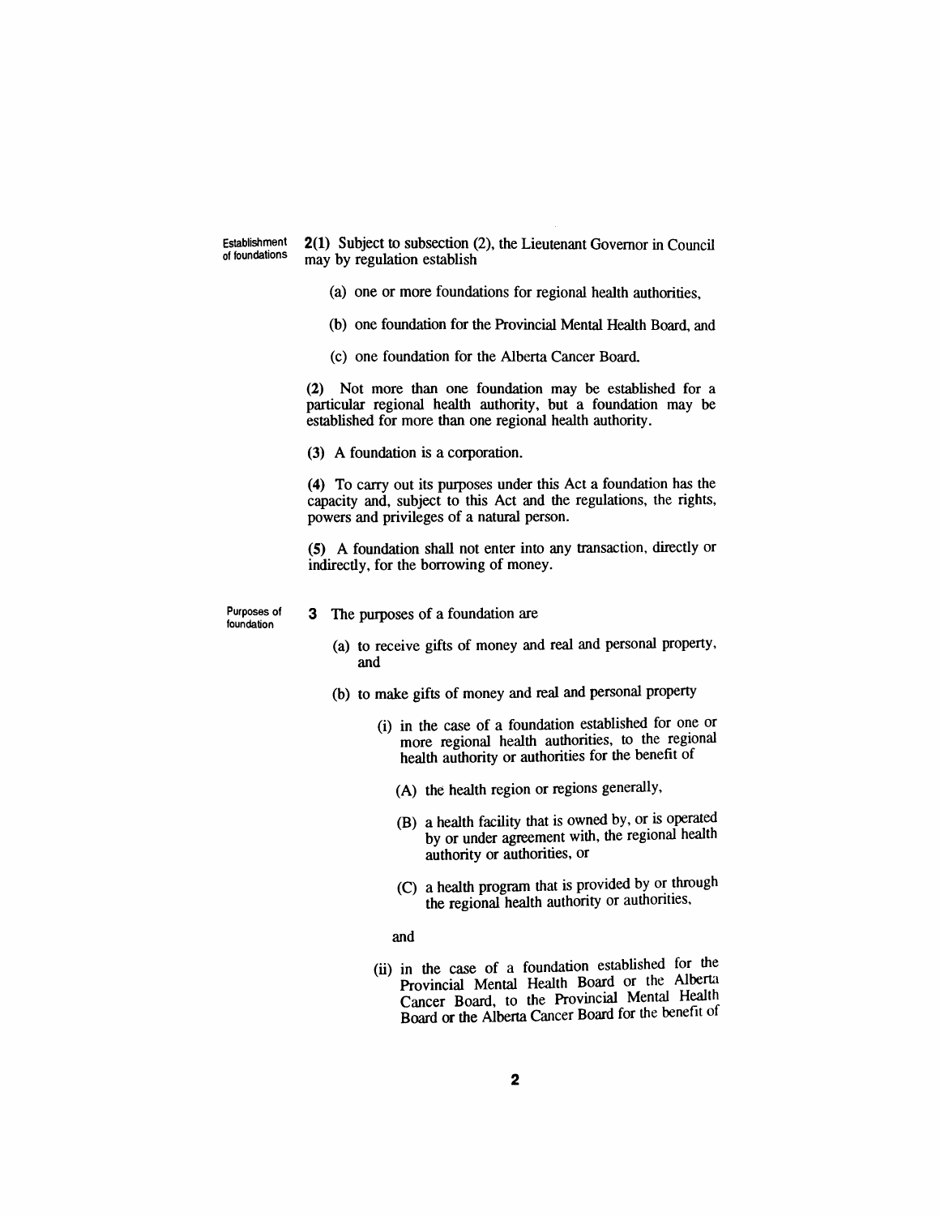**Establishment of foundations**

**2(1)** Subject to subsection (2), the Lieutenant Governor in Council may by regulation establish

(a) one or more foundations for regional health authorities,

(b) one foundation for the Provincial Mental Health Board, and

(c) one foundation for the Alberta Cancer Board.

**(2)** Not more than one foundation may be established for a particular regional health authority, but a foundation may be established for more than one regional health authority.

**(3)** A foundation is a corporation.

**(4)** To carry out its purposes under this Act a foundation has the capacity and, subject to this Act and the regulations, the rights, powers and privileges of a natural person.

**(5)** A foundation shall not enter into any transaction, directly or indirectly, for the borrowing of money.

**Purposes of foundation**

**3** The purposes of a foundation are

(a) to receive gifts of money and real and personal property, and

(b) to make gifts of money and real and personal property

(i) in the case of a foundation established for one or more regional health authorities, to the regional health authority or authorities for the benefit of

(A) the health region or regions generally,

(B) a health facility that is owned by, or is operated by or under agreement with, the regional health authority or authorities, or

(C) a health program that is provided by or through the regional health authority or authorities,

and

(ii) in the case of a foundation established for the Provincial Mental Health Board or the Alberta Cancer Board, to the Provincial Mental Health Board or the Alberta Cancer Board for the benefit of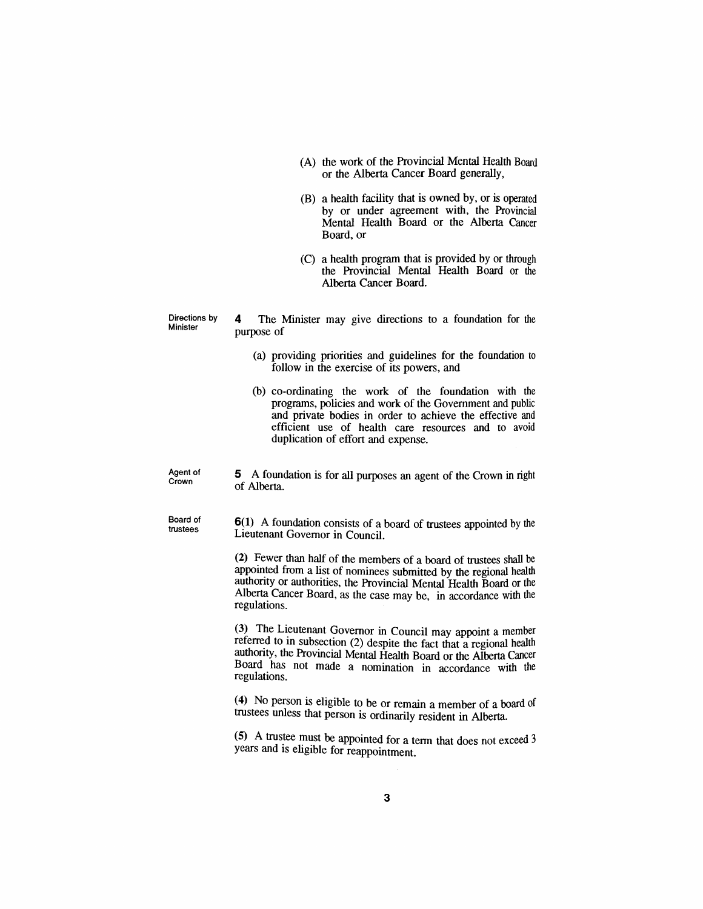(A) the work of the Provincial Mental Health Board or the Alberta Cancer Board generally,

(B) a health facility that is owned by, or is operated by or under agreement with, the Provincial Mental Health Board or the Alberta Cancer Board, or

(C) a health program that is provided by or through the Provincial Mental Health Board or the Alberta Cancer Board.

Directions by Minister

**4** The Minister may give directions to a foundation for the purpose of

(a) providing priorities and guidelines for the foundation to follow in the exercise of its powers, and

(b) co-ordinating the work of the foundation with the programs, policies and work of the Government and public and private bodies in order to achieve the effective and efficient use of health care resources and to avoid duplication of effort and expense.

Agent of Crown

**5** A foundation is for all purposes an agent of the Crown in right of Alberta.

Board of trustees

**6(1)** A foundation consists of a board of trustees appointed by the Lieutenant Governor in Council.

**(2)** Fewer than half of the members of a board of trustees shall be appointed from a list of nominees submitted by the regional health authority or authorities, the Provincial Mental Health Board or the Alberta Cancer Board, as the case may be, in accordance with the regulations.

**(3)** The Lieutenant Governor in Council may appoint a member referred to in subsection (2) despite the fact that a regional health authority, the Provincial Mental Health Board or the Alberta Cancer Board has not made a nomination in accordance with the regulations.

**(4)** No person is eligible to be or remain a member of a board of trustees unless that person is ordinarily resident in Alberta.

**(5)** A trustee must be appointed for a term that does not exceed 3 years and is eligible for reappointment.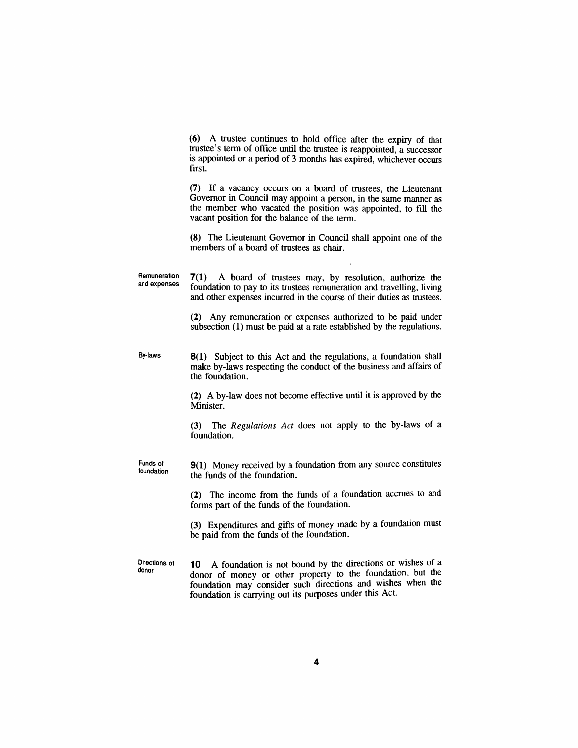(6) A trustee continues to hold office after the expiry of that trustee's term of office until the trustee is reappointed, a successor is appointed or a period of 3 months has expired, whichever occurs first.

(7) If a vacancy occurs on a board of trustees, the Lieutenant Governor in Council may appoint a person, in the same manner as the member who vacated the position was appointed, to fill the vacant position for the balance of the term.

(8) The Lieutenant Governor in Council shall appoint one of the members of a board of trustees as chair.

**Remuneration and expenses**

**7(1)** A board of trustees may, by resolution, authorize the foundation to pay to its trustees remuneration and travelling, living and other expenses incurred in the course of their duties as trustees.

(2) Any remuneration or expenses authorized to be paid under subsection (1) must be paid at a rate established by the regulations.

**By-laws**

**8(1)** Subject to this Act and the regulations, a foundation shall make by-laws respecting the conduct of the business and affairs of the foundation.

(2) A by-law does not become effective until it is approved by the Minister.

(3) The *Regulations Act* does not apply to the by-laws of a foundation.

**Funds of foundation**

**9(1)** Money received by a foundation from any source constitutes the funds of the foundation.

(2) The income from the funds of a foundation accrues to and forms part of the funds of the foundation.

(3) Expenditures and gifts of money made by a foundation must be paid from the funds of the foundation.

**Directions of donor**

**10** A foundation is not bound by the directions or wishes of a donor of money or other property to the foundation, but the foundation may consider such directions and wishes when the foundation is carrying out its purposes under this Act.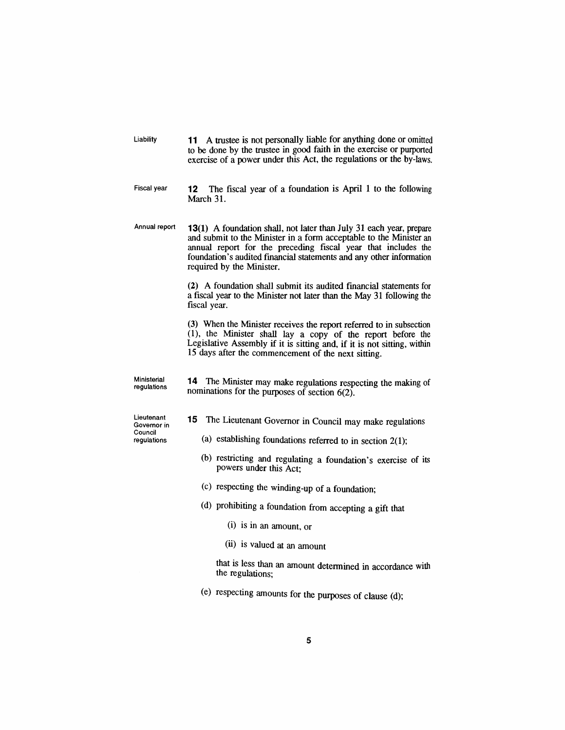**Liability**

**11** A trustee is not personally liable for anything done or omitted to be done by the trustee in good faith in the exercise or purported exercise of a power under this Act, the regulations or the by-laws.

**Fiscal year**

**12** The fiscal year of a foundation is April 1 to the following March 31.

**Annual report**

**13(1)** A foundation shall, not later than July 31 each year, prepare and submit to the Minister in a form acceptable to the Minister an annual report for the preceding fiscal year that includes the foundation's audited financial statements and any other information required by the Minister.

(2) A foundation shall submit its audited financial statements for a fiscal year to the Minister not later than the May 31 following the fiscal year.

(3) When the Minister receives the report referred to in subsection (1), the Minister shall lay a copy of the report before the Legislative Assembly if it is sitting and, if it is not sitting, within 15 days after the commencement of the next sitting.

**Ministerial regulations**

**14** The Minister may make regulations respecting the making of nominations for the purposes of section 6(2).

**Lieutenant Governor in Council regulations**

**15** The Lieutenant Governor in Council may make regulations

(a) establishing foundations referred to in section 2(1);

(b) restricting and regulating a foundation's exercise of its powers under this Act;

(c) respecting the winding-up of a foundation;

(d) prohibiting a foundation from accepting a gift that

(i) is in an amount, or

(ii) is valued at an amount

that is less than an amount determined in accordance with the regulations;

(e) respecting amounts for the purposes of clause (d);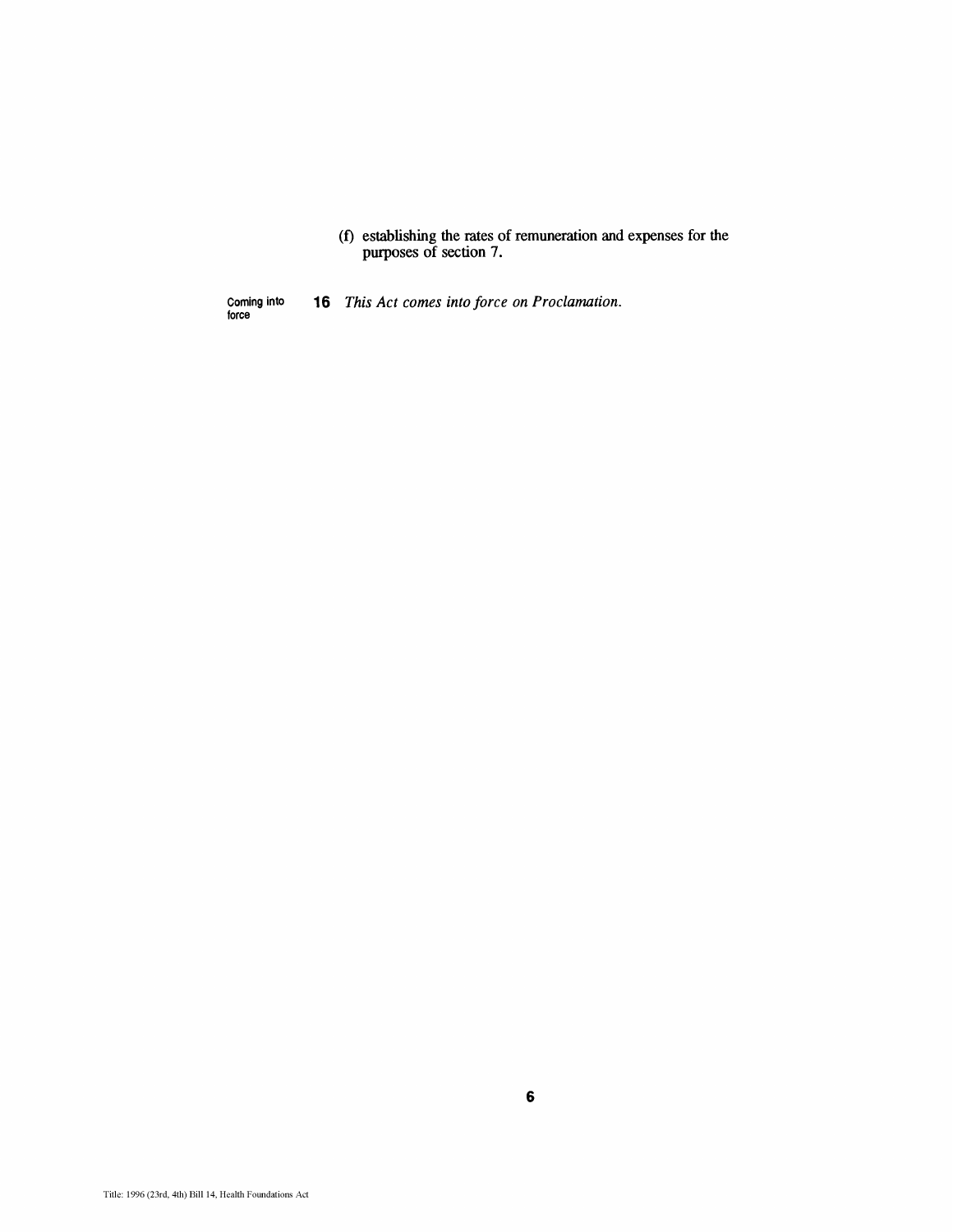(f) establishing the rates of remuneration and expenses for the purposes of section 7.

Coming into force

**16** *This Act comes into force on Proclamation.*